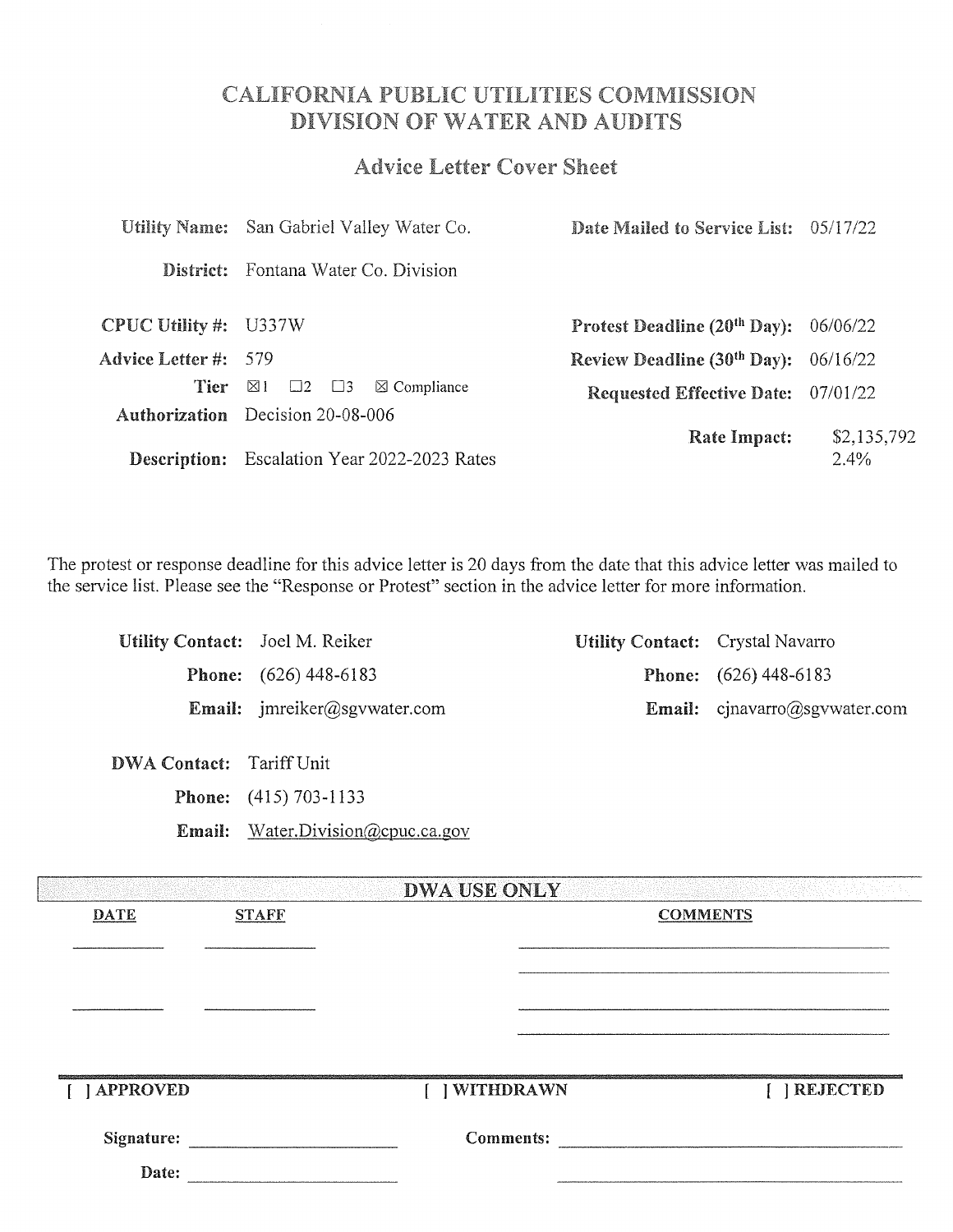# CALIFORNIA PUBLIC UTILITIES COMMISSION
# DIVISION OF WATER AND AUDITS

## Advice Letter Cover Sheet

| | | | |
|---|---|---|---|
| **Utility Name:** | San Gabriel Valley Water Co. | **Date Mailed to Service List:** | 05/17/22 |
| **District:** | Fontana Water Co. Division | | |
| **CPUC Utility #:** | U337W | **Protest Deadline (20th Day):** | 06/06/22 |
| **Advice Letter #:** | 579 | **Review Deadline (30th Day):** | 06/16/22 |
| **Tier** | ☒1 ☐2 ☐3 ☒ Compliance | **Requested Effective Date:** | 07/01/22 |
| **Authorization** | Decision 20-08-006 | | |
| **Description:** | Escalation Year 2022-2023 Rates | **Rate Impact:** | $2,135,792 2.4% |

The protest or response deadline for this advice letter is 20 days from the date that this advice letter was mailed to the service list. Please see the "Response or Protest" section in the advice letter for more information.

| | | | |
|---|---|---|---|
| **Utility Contact:** | Joel M. Reiker | **Utility Contact:** | Crystal Navarro |
| **Phone:** | (626) 448-6183 | **Phone:** | (626) 448-6183 |
| **Email:** | jmreiker@sgvwater.com | **Email:** | cjnavarro@sgvwater.com |

**DWA Contact:** Tariff Unit

**Phone:** (415) 703-1133

**Email:** Water.Division@cpuc.ca.gov

### DWA USE ONLY

| DATE | STAFF | COMMENTS |
|---|---|---|
| | | |
| | | |

[ ] APPROVED [ ] WITHDRAWN [ ] REJECTED

**Signature:** ____________ **Comments:** ____________

**Date:** ____________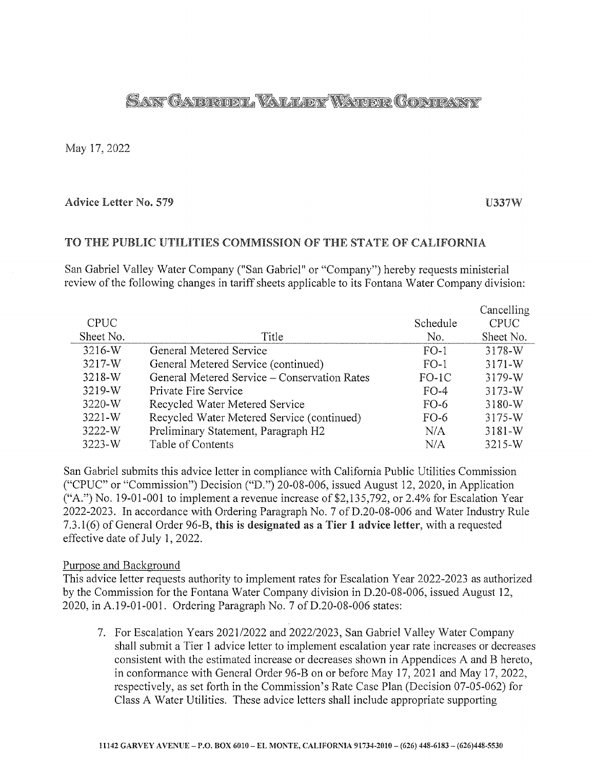# SAN GABRIEL VALLEY WATER COMPANY

May 17, 2022

**Advice Letter No. 579** **U337W**

**TO THE PUBLIC UTILITIES COMMISSION OF THE STATE OF CALIFORNIA**

San Gabriel Valley Water Company ("San Gabriel" or "Company") hereby requests ministerial review of the following changes in tariff sheets applicable to its Fontana Water Company division:

| CPUC Sheet No. | Title | Schedule No. | Cancelling CPUC Sheet No. |
|---|---|---|---|
| 3216-W | General Metered Service | FO-1 | 3178-W |
| 3217-W | General Metered Service (continued) | FO-1 | 3171-W |
| 3218-W | General Metered Service – Conservation Rates | FO-1C | 3179-W |
| 3219-W | Private Fire Service | FO-4 | 3173-W |
| 3220-W | Recycled Water Metered Service | FO-6 | 3180-W |
| 3221-W | Recycled Water Metered Service (continued) | FO-6 | 3175-W |
| 3222-W | Preliminary Statement, Paragraph H2 | N/A | 3181-W |
| 3223-W | Table of Contents | N/A | 3215-W |

San Gabriel submits this advice letter in compliance with California Public Utilities Commission ("CPUC" or "Commission") Decision ("D.") 20-08-006, issued August 12, 2020, in Application ("A.") No. 19-01-001 to implement a revenue increase of $2,135,792, or 2.4% for Escalation Year 2022-2023. In accordance with Ordering Paragraph No. 7 of D.20-08-006 and Water Industry Rule 7.3.1(6) of General Order 96-B, **this is designated as a Tier 1 advice letter**, with a requested effective date of July 1, 2022.

Purpose and Background

This advice letter requests authority to implement rates for Escalation Year 2022-2023 as authorized by the Commission for the Fontana Water Company division in D.20-08-006, issued August 12, 2020, in A.19-01-001. Ordering Paragraph No. 7 of D.20-08-006 states:

> 7. For Escalation Years 2021/2022 and 2022/2023, San Gabriel Valley Water Company shall submit a Tier 1 advice letter to implement escalation year rate increases or decreases consistent with the estimated increase or decreases shown in Appendices A and B hereto, in conformance with General Order 96-B on or before May 17, 2021 and May 17, 2022, respectively, as set forth in the Commission's Rate Case Plan (Decision 07-05-062) for Class A Water Utilities. These advice letters shall include appropriate supporting

11142 GARVEY AVENUE – P.O. BOX 6010 – EL MONTE, CALIFORNIA 91734-2010 – (626) 448-6183 – (626)448-5530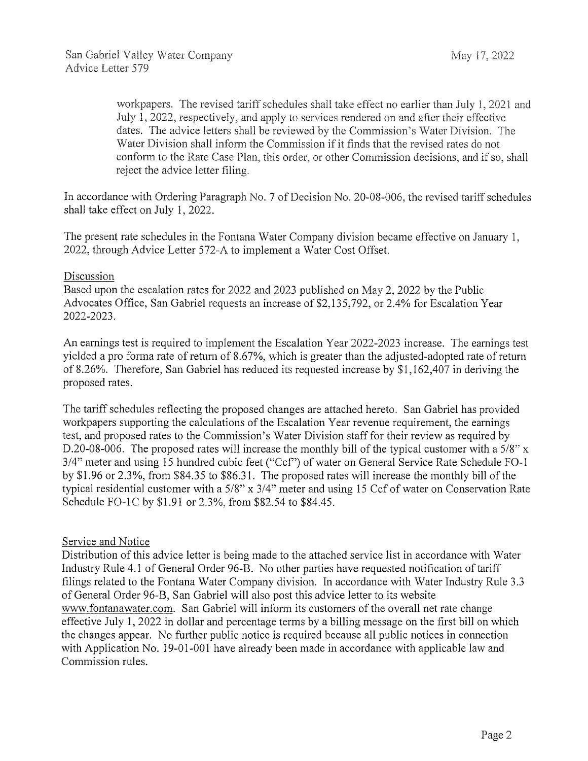> workpapers. The revised tariff schedules shall take effect no earlier than July 1, 2021 and July 1, 2022, respectively, and apply to services rendered on and after their effective dates. The advice letters shall be reviewed by the Commission's Water Division. The Water Division shall inform the Commission if it finds that the revised rates do not conform to the Rate Case Plan, this order, or other Commission decisions, and if so, shall reject the advice letter filing.

In accordance with Ordering Paragraph No. 7 of Decision No. 20-08-006, the revised tariff schedules shall take effect on July 1, 2022.

The present rate schedules in the Fontana Water Company division became effective on January 1, 2022, through Advice Letter 572-A to implement a Water Cost Offset.

Discussion

Based upon the escalation rates for 2022 and 2023 published on May 2, 2022 by the Public Advocates Office, San Gabriel requests an increase of $2,135,792, or 2.4% for Escalation Year 2022-2023.

An earnings test is required to implement the Escalation Year 2022-2023 increase. The earnings test yielded a pro forma rate of return of 8.67%, which is greater than the adjusted-adopted rate of return of 8.26%. Therefore, San Gabriel has reduced its requested increase by $1,162,407 in deriving the proposed rates.

The tariff schedules reflecting the proposed changes are attached hereto. San Gabriel has provided workpapers supporting the calculations of the Escalation Year revenue requirement, the earnings test, and proposed rates to the Commission's Water Division staff for their review as required by D.20-08-006. The proposed rates will increase the monthly bill of the typical customer with a 5/8" x 3/4" meter and using 15 hundred cubic feet ("Ccf") of water on General Service Rate Schedule FO-1 by $1.96 or 2.3%, from $84.35 to $86.31. The proposed rates will increase the monthly bill of the typical residential customer with a 5/8" x 3/4" meter and using 15 Ccf of water on Conservation Rate Schedule FO-1C by $1.91 or 2.3%, from $82.54 to $84.45.

Service and Notice

Distribution of this advice letter is being made to the attached service list in accordance with Water Industry Rule 4.1 of General Order 96-B. No other parties have requested notification of tariff filings related to the Fontana Water Company division. In accordance with Water Industry Rule 3.3 of General Order 96-B, San Gabriel will also post this advice letter to its website www.fontanawater.com. San Gabriel will inform its customers of the overall net rate change effective July 1, 2022 in dollar and percentage terms by a billing message on the first bill on which the changes appear. No further public notice is required because all public notices in connection with Application No. 19-01-001 have already been made in accordance with applicable law and Commission rules.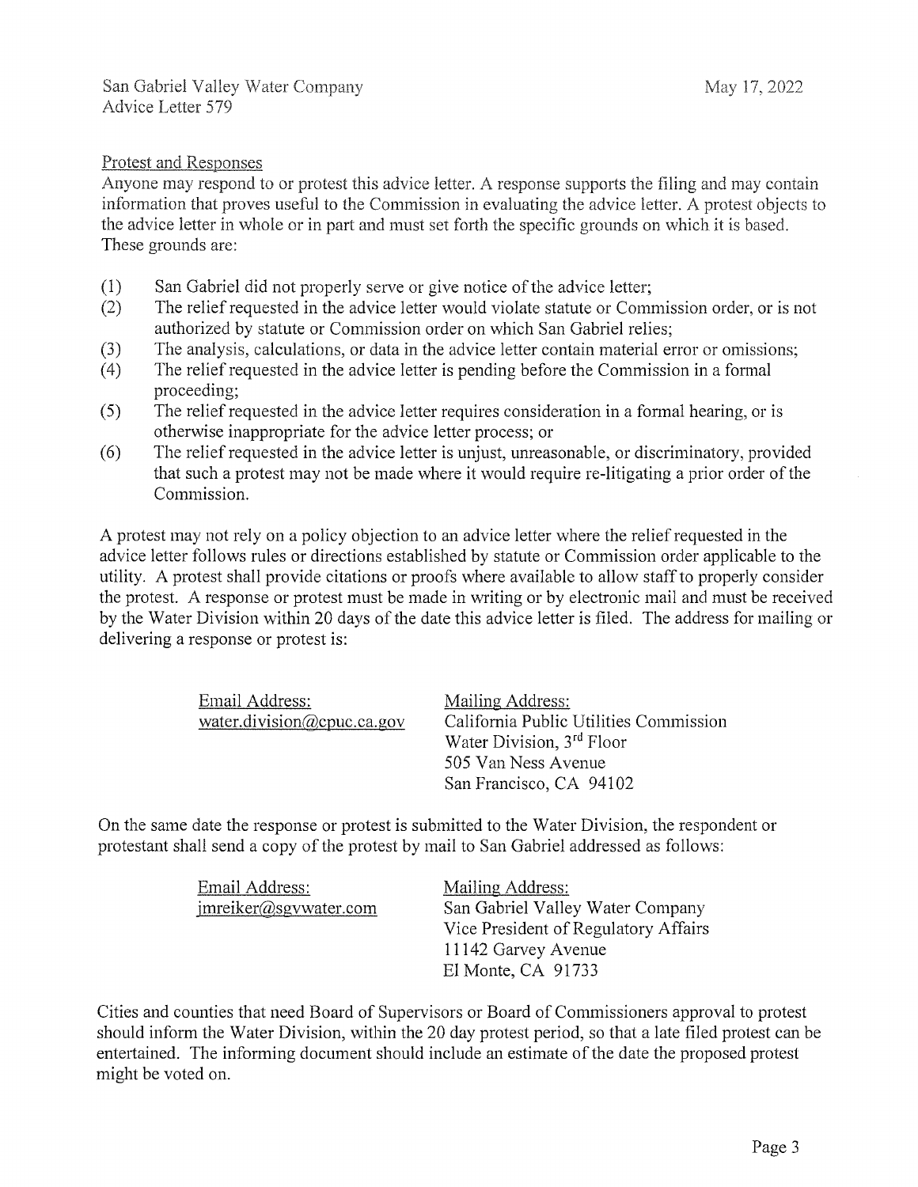Protest and Responses

Anyone may respond to or protest this advice letter. A response supports the filing and may contain information that proves useful to the Commission in evaluating the advice letter. A protest objects to the advice letter in whole or in part and must set forth the specific grounds on which it is based. These grounds are:

(1) San Gabriel did not properly serve or give notice of the advice letter;
(2) The relief requested in the advice letter would violate statute or Commission order, or is not authorized by statute or Commission order on which San Gabriel relies;
(3) The analysis, calculations, or data in the advice letter contain material error or omissions;
(4) The relief requested in the advice letter is pending before the Commission in a formal proceeding;
(5) The relief requested in the advice letter requires consideration in a formal hearing, or is otherwise inappropriate for the advice letter process; or
(6) The relief requested in the advice letter is unjust, unreasonable, or discriminatory, provided that such a protest may not be made where it would require re-litigating a prior order of the Commission.

A protest may not rely on a policy objection to an advice letter where the relief requested in the advice letter follows rules or directions established by statute or Commission order applicable to the utility. A protest shall provide citations or proofs where available to allow staff to properly consider the protest. A response or protest must be made in writing or by electronic mail and must be received by the Water Division within 20 days of the date this advice letter is filed. The address for mailing or delivering a response or protest is:

| Email Address: | Mailing Address: |
|---|---|
| water.division@cpuc.ca.gov | California Public Utilities Commission<br>Water Division, 3rd Floor<br>505 Van Ness Avenue<br>San Francisco, CA 94102 |

On the same date the response or protest is submitted to the Water Division, the respondent or protestant shall send a copy of the protest by mail to San Gabriel addressed as follows:

| Email Address: | Mailing Address: |
|---|---|
| jmreiker@sgvwater.com | San Gabriel Valley Water Company<br>Vice President of Regulatory Affairs<br>11142 Garvey Avenue<br>El Monte, CA 91733 |

Cities and counties that need Board of Supervisors or Board of Commissioners approval to protest should inform the Water Division, within the 20 day protest period, so that a late filed protest can be entertained. The informing document should include an estimate of the date the proposed protest might be voted on.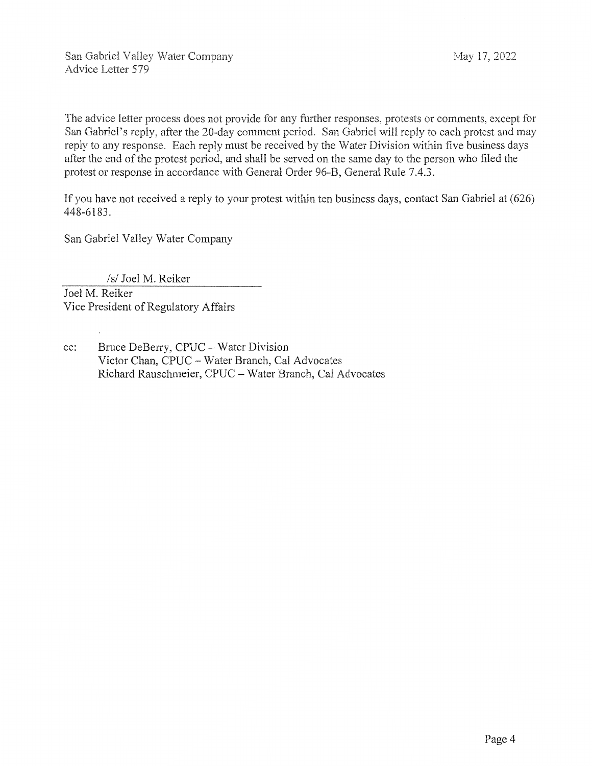The advice letter process does not provide for any further responses, protests or comments, except for San Gabriel's reply, after the 20-day comment period. San Gabriel will reply to each protest and may reply to any response. Each reply must be received by the Water Division within five business days after the end of the protest period, and shall be served on the same day to the person who filed the protest or response in accordance with General Order 96-B, General Rule 7.4.3.

If you have not received a reply to your protest within ten business days, contact San Gabriel at (626) 448-6183.

San Gabriel Valley Water Company

/s/ Joel M. Reiker

Joel M. Reiker
Vice President of Regulatory Affairs

cc: Bruce DeBerry, CPUC – Water Division
Victor Chan, CPUC – Water Branch, Cal Advocates
Richard Rauschmeier, CPUC – Water Branch, Cal Advocates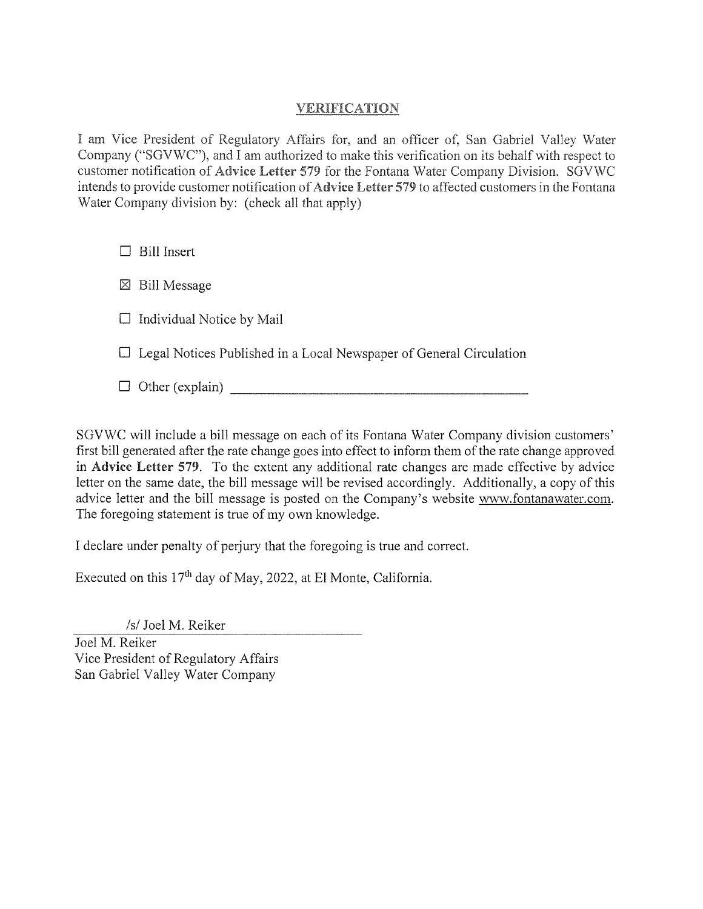## VERIFICATION

I am Vice President of Regulatory Affairs for, and an officer of, San Gabriel Valley Water Company ("SGVWC"), and I am authorized to make this verification on its behalf with respect to customer notification of **Advice Letter 579** for the Fontana Water Company Division. SGVWC intends to provide customer notification of **Advice Letter 579** to affected customers in the Fontana Water Company division by: (check all that apply)

- ☐ Bill Insert
- ☒ Bill Message
- ☐ Individual Notice by Mail
- ☐ Legal Notices Published in a Local Newspaper of General Circulation
- ☐ Other (explain) ____________________________________________

SGVWC will include a bill message on each of its Fontana Water Company division customers' first bill generated after the rate change goes into effect to inform them of the rate change approved in **Advice Letter 579**. To the extent any additional rate changes are made effective by advice letter on the same date, the bill message will be revised accordingly. Additionally, a copy of this advice letter and the bill message is posted on the Company's website www.fontanawater.com. The foregoing statement is true of my own knowledge.

I declare under penalty of perjury that the foregoing is true and correct.

Executed on this 17th day of May, 2022, at El Monte, California.

/s/ Joel M. Reiker

Joel M. Reiker
Vice President of Regulatory Affairs
San Gabriel Valley Water Company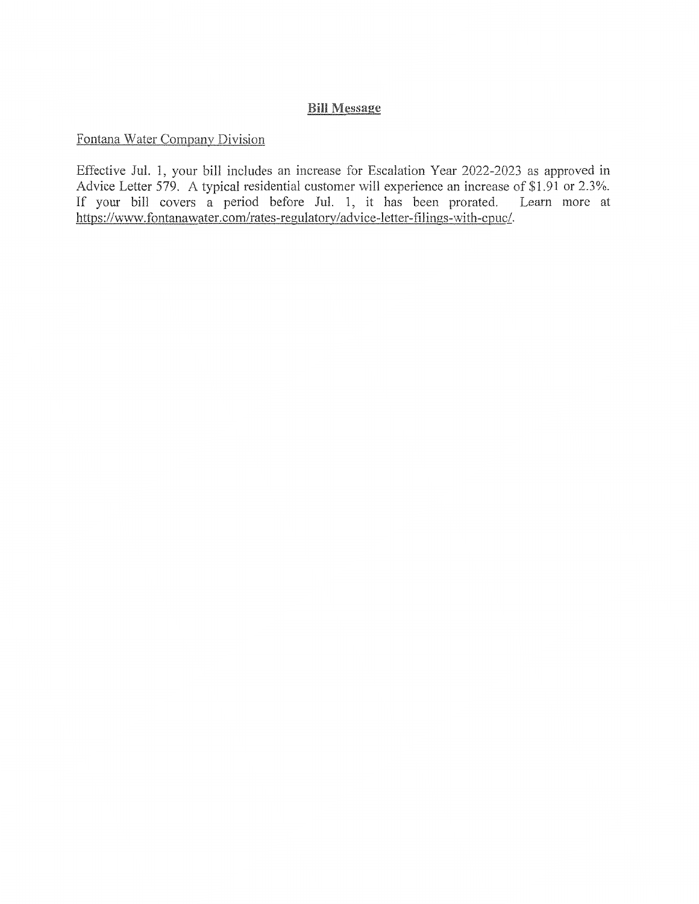## Bill Message

Fontana Water Company Division

Effective Jul. 1, your bill includes an increase for Escalation Year 2022-2023 as approved in Advice Letter 579. A typical residential customer will experience an increase of $1.91 or 2.3%. If your bill covers a period before Jul. 1, it has been prorated. Learn more at https://www.fontanawater.com/rates-regulatory/advice-letter-filings-with-cpuc/.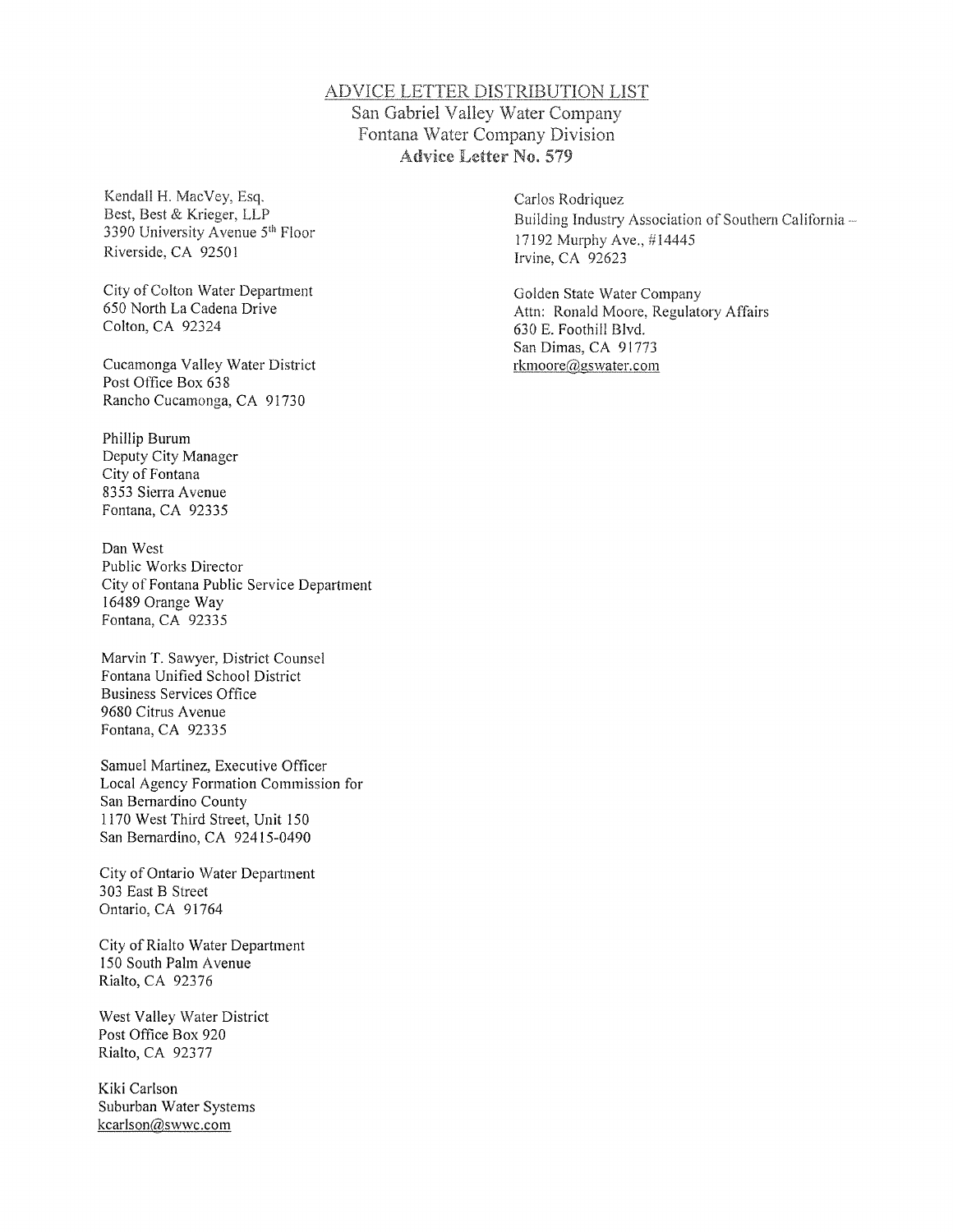# ADVICE LETTER DISTRIBUTION LIST

San Gabriel Valley Water Company
Fontana Water Company Division
**Advice Letter No. 579**

Kendall H. MacVey, Esq.
Best, Best & Krieger, LLP
3390 University Avenue 5th Floor
Riverside, CA 92501

City of Colton Water Department
650 North La Cadena Drive
Colton, CA 92324

Cucamonga Valley Water District
Post Office Box 638
Rancho Cucamonga, CA 91730

Phillip Burum
Deputy City Manager
City of Fontana
8353 Sierra Avenue
Fontana, CA 92335

Dan West
Public Works Director
City of Fontana Public Service Department
16489 Orange Way
Fontana, CA 92335

Marvin T. Sawyer, District Counsel
Fontana Unified School District
Business Services Office
9680 Citrus Avenue
Fontana, CA 92335

Samuel Martinez, Executive Officer
Local Agency Formation Commission for
San Bernardino County
1170 West Third Street, Unit 150
San Bernardino, CA 92415-0490

City of Ontario Water Department
303 East B Street
Ontario, CA 91764

City of Rialto Water Department
150 South Palm Avenue
Rialto, CA 92376

West Valley Water District
Post Office Box 920
Rialto, CA 92377

Kiki Carlson
Suburban Water Systems
kcarlson@swwc.com

Carlos Rodriquez
Building Industry Association of Southern California –
17192 Murphy Ave., #14445
Irvine, CA 92623

Golden State Water Company
Attn: Ronald Moore, Regulatory Affairs
630 E. Foothill Blvd.
San Dimas, CA 91773
rkmoore@gswater.com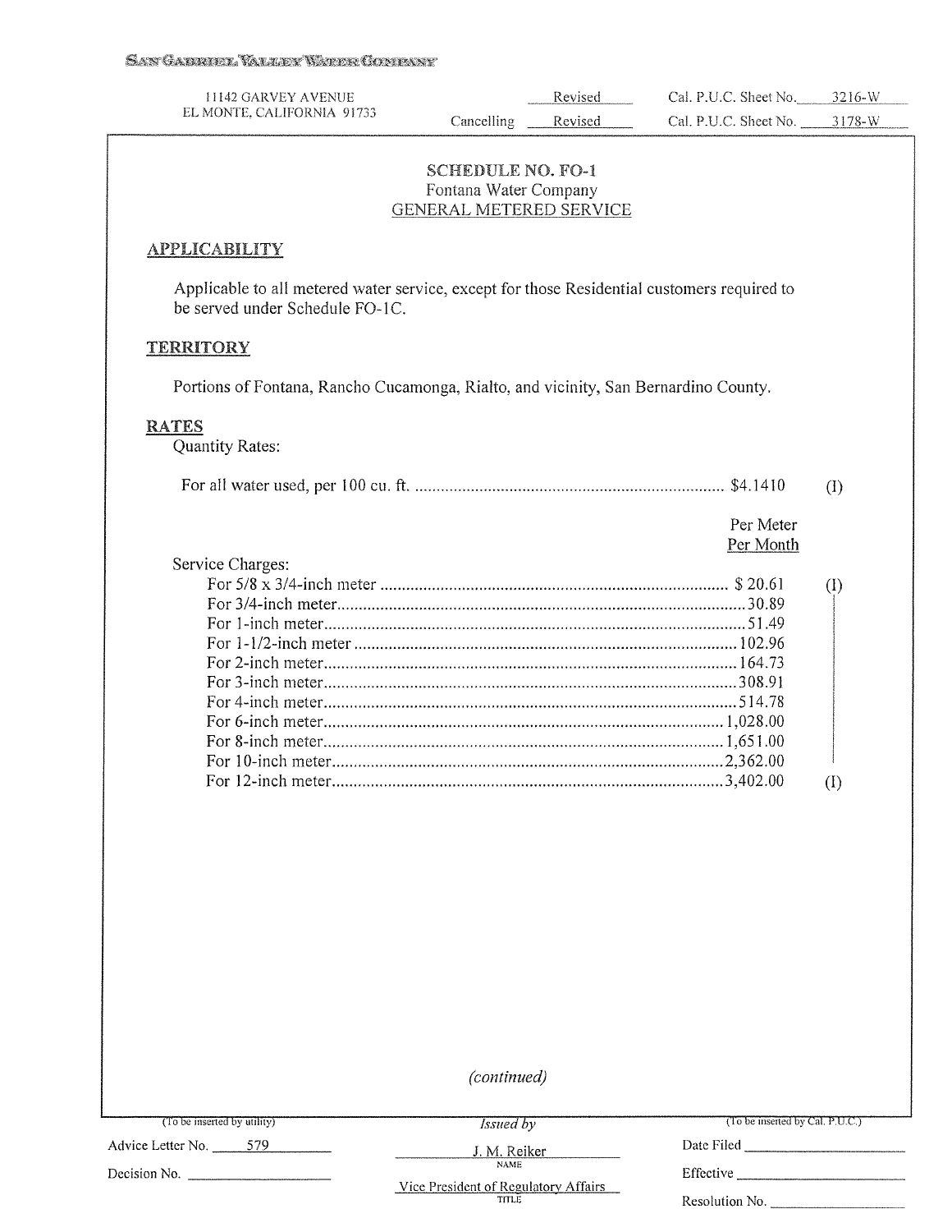SAN GABRIEL VALLEY WATER COMPANY

11142 GARVEY AVENUE
EL MONTE, CALIFORNIA 91733

Revised Cal. P.U.C. Sheet No. 3216-W
Cancelling Revised Cal. P.U.C. Sheet No. 3178-W

## SCHEDULE NO. FO-1
Fontana Water Company
GENERAL METERED SERVICE

### APPLICABILITY

Applicable to all metered water service, except for those Residential customers required to be served under Schedule FO-1C.

### TERRITORY

Portions of Fontana, Rancho Cucamonga, Rialto, and vicinity, San Bernardino County.

### RATES

Quantity Rates:

| | | |
|---|---|---|
| For all water used, per 100 cu. ft. | $4.1410 | (I) |

| Service Charges: | Per Meter Per Month | |
|---|---|---|
| For 5/8 x 3/4-inch meter | $ 20.61 | (I) |
| For 3/4-inch meter | 30.89 | |
| For 1-inch meter | 51.49 | |
| For 1-1/2-inch meter | 102.96 | |
| For 2-inch meter | 164.73 | |
| For 3-inch meter | 308.91 | |
| For 4-inch meter | 514.78 | |
| For 6-inch meter | 1,028.00 | |
| For 8-inch meter | 1,651.00 | |
| For 10-inch meter | 2,362.00 | |
| For 12-inch meter | 3,402.00 | (I) |

*(continued)*

(To be inserted by utility)
Advice Letter No. 579
Decision No.

*Issued by*
J. M. Reiker
NAME
Vice President of Regulatory Affairs
TITLE

(To be inserted by Cal. P.U.C.)
Date Filed
Effective
Resolution No.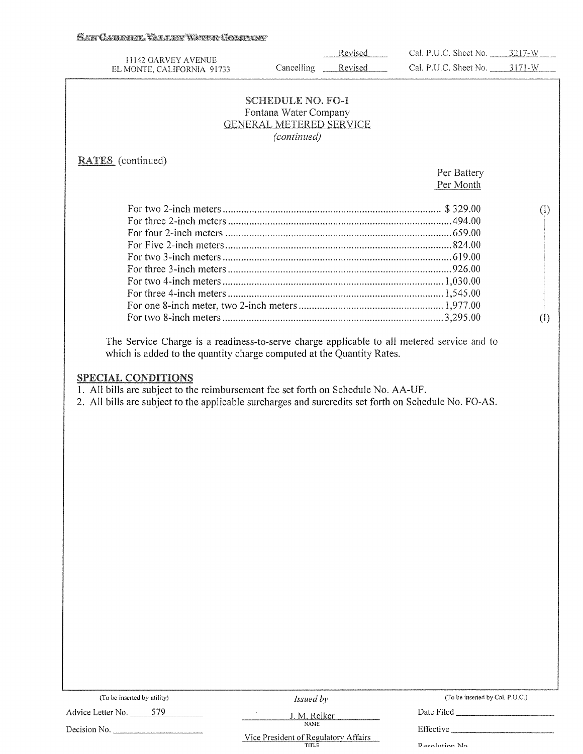SAN GABRIEL VALLEY WATER COMPANY

11142 GARVEY AVENUE
EL MONTE, CALIFORNIA 91733

| | | | |
|---|---|---|---|
| | Revised | Cal. P.U.C. Sheet No. | 3217-W |
| Cancelling | Revised | Cal. P.U.C. Sheet No. | 3171-W |

## SCHEDULE NO. FO-1
Fontana Water Company
GENERAL METERED SERVICE
*(continued)*

**RATES** (continued)

| | Per Battery Per Month | |
|---|---|---|
| For two 2-inch meters | $ 329.00 | (I) |
| For three 2-inch meters | 494.00 | |
| For four 2-inch meters | 659.00 | |
| For Five 2-inch meters | 824.00 | |
| For two 3-inch meters | 619.00 | |
| For three 3-inch meters | 926.00 | |
| For two 4-inch meters | 1,030.00 | |
| For three 4-inch meters | 1,545.00 | |
| For one 8-inch meter, two 2-inch meters | 1,977.00 | |
| For two 8-inch meters | 3,295.00 | (I) |

The Service Charge is a readiness-to-serve charge applicable to all metered service and to which is added to the quantity charge computed at the Quantity Rates.

**SPECIAL CONDITIONS**

1. All bills are subject to the reimbursement fee set forth on Schedule No. AA-UF.
2. All bills are subject to the applicable surcharges and surcredits set forth on Schedule No. FO-AS.

| (To be inserted by utility) | *Issued by* | (To be inserted by Cal. P.U.C.) |
|---|---|---|
| Advice Letter No. 579 | J. M. Reiker<br>NAME | Date Filed |
| Decision No. | Vice President of Regulatory Affairs<br>TITLE | Effective |
| | | Resolution No. |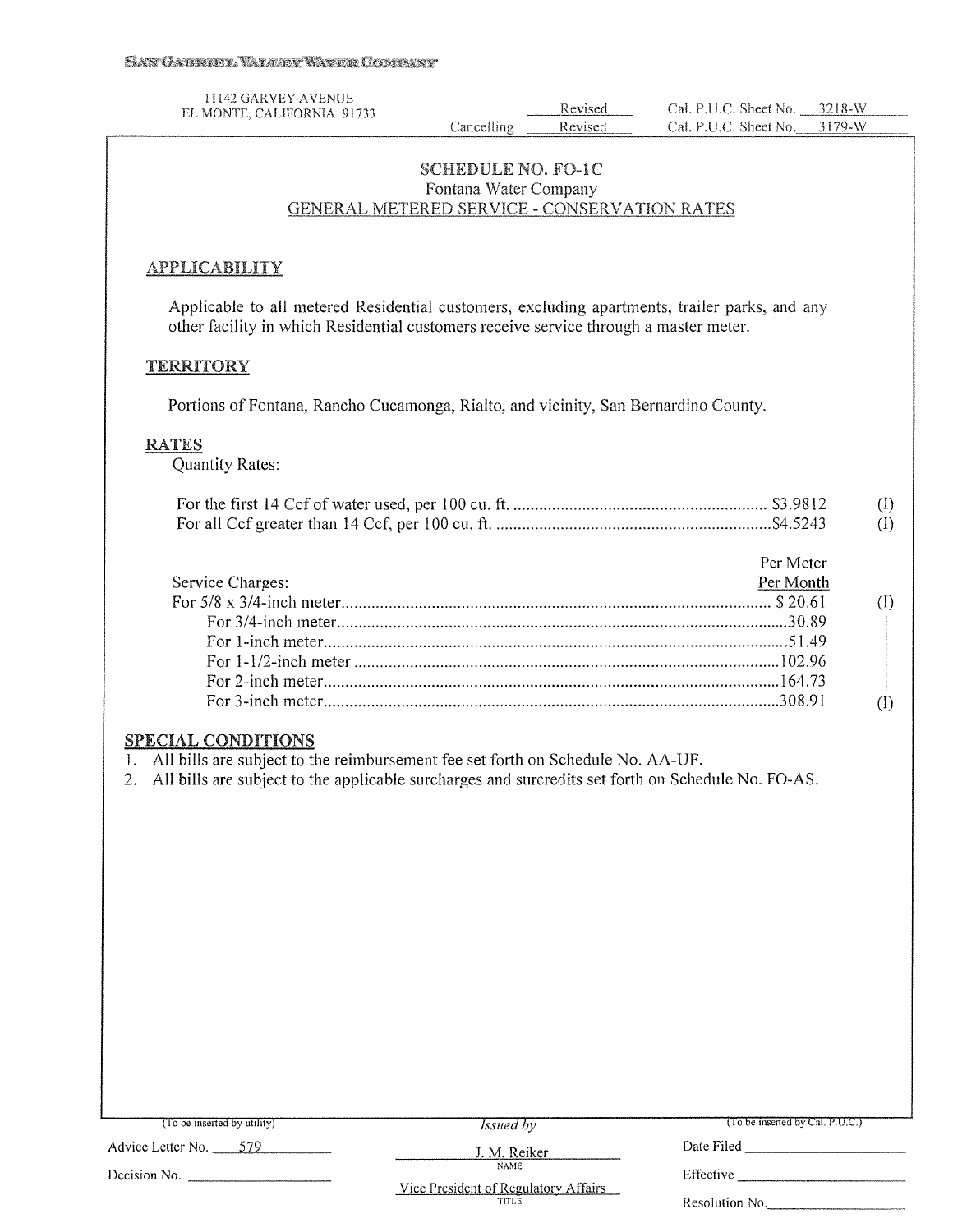SAN GABRIEL VALLEY WATER COMPANY

11142 GARVEY AVENUE
EL MONTE, CALIFORNIA 91733

| | | |
|---|---|---|
| | Revised | Cal. P.U.C. Sheet No. 3218-W |
| Cancelling | Revised | Cal. P.U.C. Sheet No. 3179-W |

## SCHEDULE NO. FO-1C
Fontana Water Company
GENERAL METERED SERVICE - CONSERVATION RATES

### APPLICABILITY

Applicable to all metered Residential customers, excluding apartments, trailer parks, and any other facility in which Residential customers receive service through a master meter.

### TERRITORY

Portions of Fontana, Rancho Cucamonga, Rialto, and vicinity, San Bernardino County.

### RATES

Quantity Rates:

| | | |
|---|---|---|
| For the first 14 Ccf of water used, per 100 cu. ft. | $3.9812 | (I) |
| For all Ccf greater than 14 Ccf, per 100 cu. ft. | $4.5243 | (I) |

| Service Charges: | Per Meter Per Month | |
|---|---|---|
| For 5/8 x 3/4-inch meter | $ 20.61 | (I) |
| For 3/4-inch meter | 30.89 | |
| For 1-inch meter | 51.49 | |
| For 1-1/2-inch meter | 102.96 | |
| For 2-inch meter | 164.73 | |
| For 3-inch meter | 308.91 | (I) |

### SPECIAL CONDITIONS

1. All bills are subject to the reimbursement fee set forth on Schedule No. AA-UF.
2. All bills are subject to the applicable surcharges and surcredits set forth on Schedule No. FO-AS.

| (To be inserted by utility) | *Issued by* | (To be inserted by Cal. P.U.C.) |
|---|---|---|
| Advice Letter No. 579 | J. M. Reiker (NAME) | Date Filed |
| Decision No. | Vice President of Regulatory Affairs (TITLE) | Effective |
| | | Resolution No. |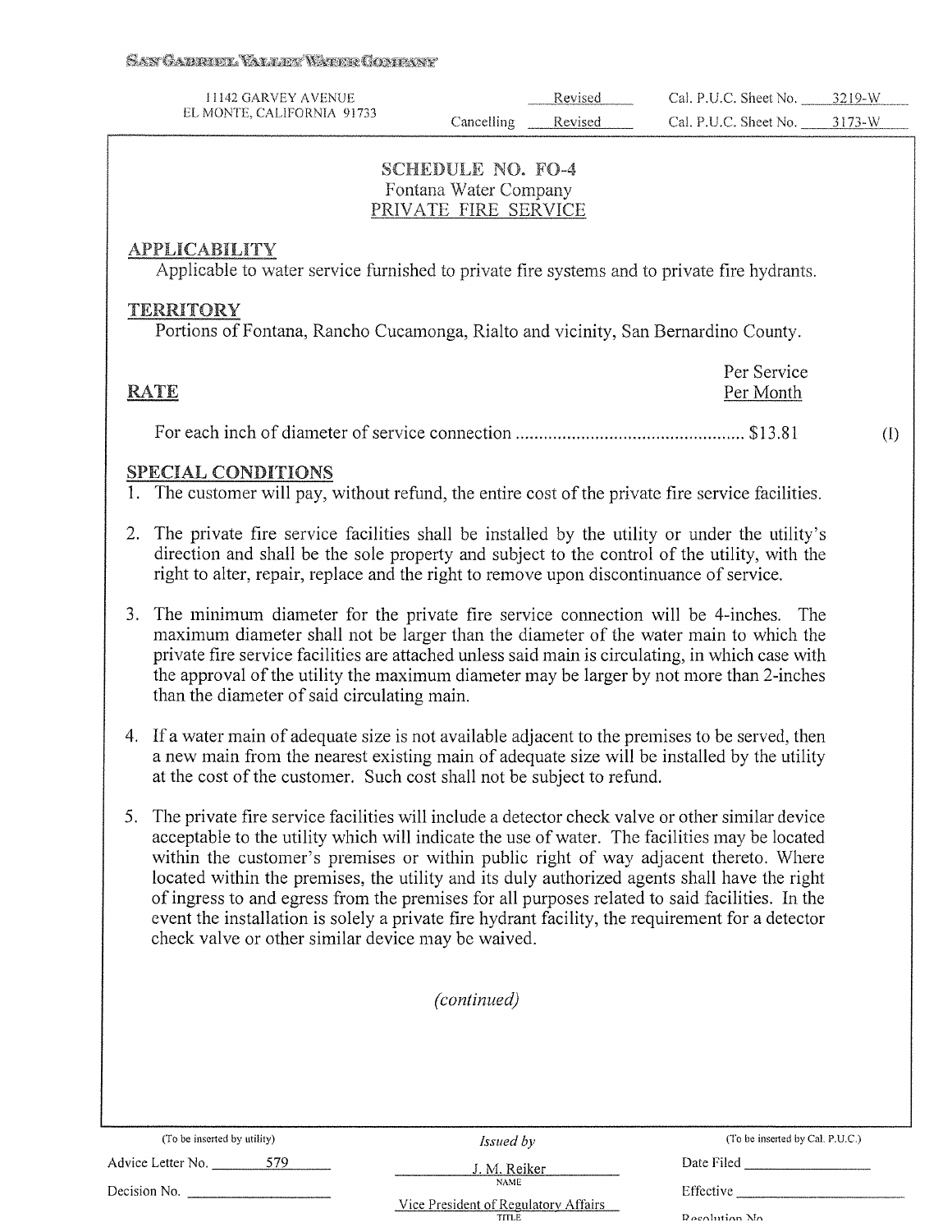SAN GABRIEL VALLEY WATER COMPANY

11142 GARVEY AVENUE
EL MONTE, CALIFORNIA 91733

| | | | |
|---|---|---|---|
| | Revised | Cal. P.U.C. Sheet No. | 3219-W |
| Cancelling | Revised | Cal. P.U.C. Sheet No. | 3173-W |

## SCHEDULE NO. FO-4
Fontana Water Company
PRIVATE FIRE SERVICE

### APPLICABILITY
Applicable to water service furnished to private fire systems and to private fire hydrants.

### TERRITORY
Portions of Fontana, Rancho Cucamonga, Rialto and vicinity, San Bernardino County.

### RATE

| | Per Service Per Month | |
|---|---|---|
| For each inch of diameter of service connection | $13.81 | (I) |

### SPECIAL CONDITIONS
1. The customer will pay, without refund, the entire cost of the private fire service facilities.

2. The private fire service facilities shall be installed by the utility or under the utility's direction and shall be the sole property and subject to the control of the utility, with the right to alter, repair, replace and the right to remove upon discontinuance of service.

3. The minimum diameter for the private fire service connection will be 4-inches. The maximum diameter shall not be larger than the diameter of the water main to which the private fire service facilities are attached unless said main is circulating, in which case with the approval of the utility the maximum diameter may be larger by not more than 2-inches than the diameter of said circulating main.

4. If a water main of adequate size is not available adjacent to the premises to be served, then a new main from the nearest existing main of adequate size will be installed by the utility at the cost of the customer. Such cost shall not be subject to refund.

5. The private fire service facilities will include a detector check valve or other similar device acceptable to the utility which will indicate the use of water. The facilities may be located within the customer's premises or within public right of way adjacent thereto. Where located within the premises, the utility and its duly authorized agents shall have the right of ingress to and egress from the premises for all purposes related to said facilities. In the event the installation is solely a private fire hydrant facility, the requirement for a detector check valve or other similar device may be waived.

*(continued)*

| (To be inserted by utility) | Issued by | (To be inserted by Cal. P.U.C.) |
|---|---|---|
| Advice Letter No. 579 | J. M. Reiker (NAME) | Date Filed |
| Decision No. | Vice President of Regulatory Affairs (TITLE) | Effective |
| | | Resolution No. |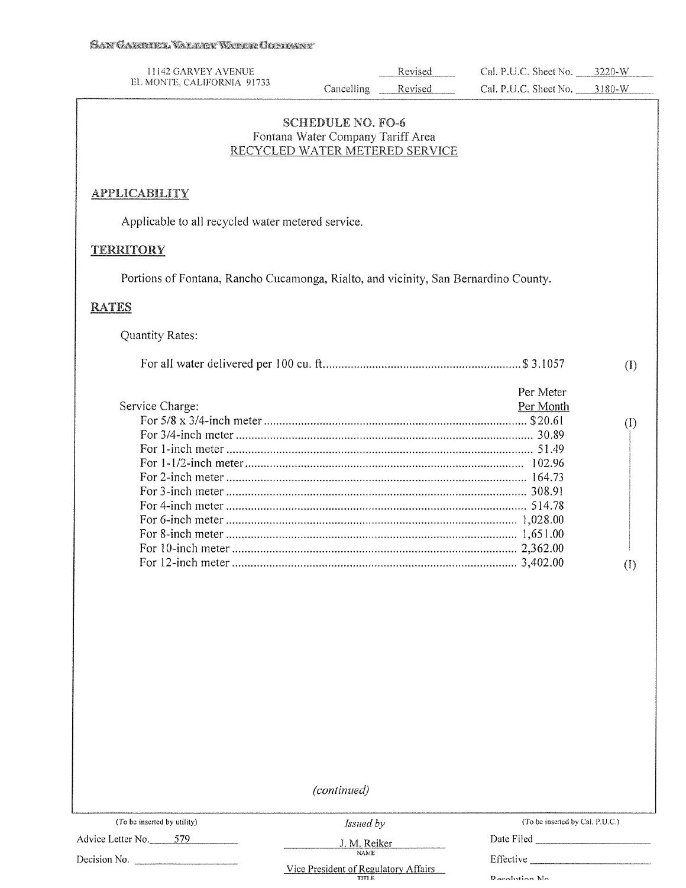SAN GABRIEL VALLEY WATER COMPANY

11142 GARVEY AVENUE
EL MONTE, CALIFORNIA 91733

| | | | |
|---|---|---|---|
| | Revised | Cal. P.U.C. Sheet No. | 3220-W |
| Cancelling | Revised | Cal. P.U.C. Sheet No. | 3180-W |

## SCHEDULE NO. FO-6
Fontana Water Company Tariff Area
RECYCLED WATER METERED SERVICE

### APPLICABILITY

Applicable to all recycled water metered service.

### TERRITORY

Portions of Fontana, Rancho Cucamonga, Rialto, and vicinity, San Bernardino County.

### RATES

Quantity Rates:

| | | |
|---|---|---|
| For all water delivered per 100 cu. ft. | $ 3.1057 | (I) |

| Service Charge: | Per Meter Per Month | |
|---|---|---|
| For 5/8 x 3/4-inch meter | $20.61 | (I) |
| For 3/4-inch meter | 30.89 | |
| For 1-inch meter | 51.49 | |
| For 1-1/2-inch meter | 102.96 | |
| For 2-inch meter | 164.73 | |
| For 3-inch meter | 308.91 | |
| For 4-inch meter | 514.78 | |
| For 6-inch meter | 1,028.00 | |
| For 8-inch meter | 1,651.00 | |
| For 10-inch meter | 2,362.00 | |
| For 12-inch meter | 3,402.00 | (I) |

*(continued)*

| (To be inserted by utility) | Issued by | (To be inserted by Cal. P.U.C.) |
|---|---|---|
| Advice Letter No. 579 | J. M. Reiker<br>NAME | Date Filed |
| Decision No. | Vice President of Regulatory Affairs<br>TITLE | Effective |
| | | Resolution No. |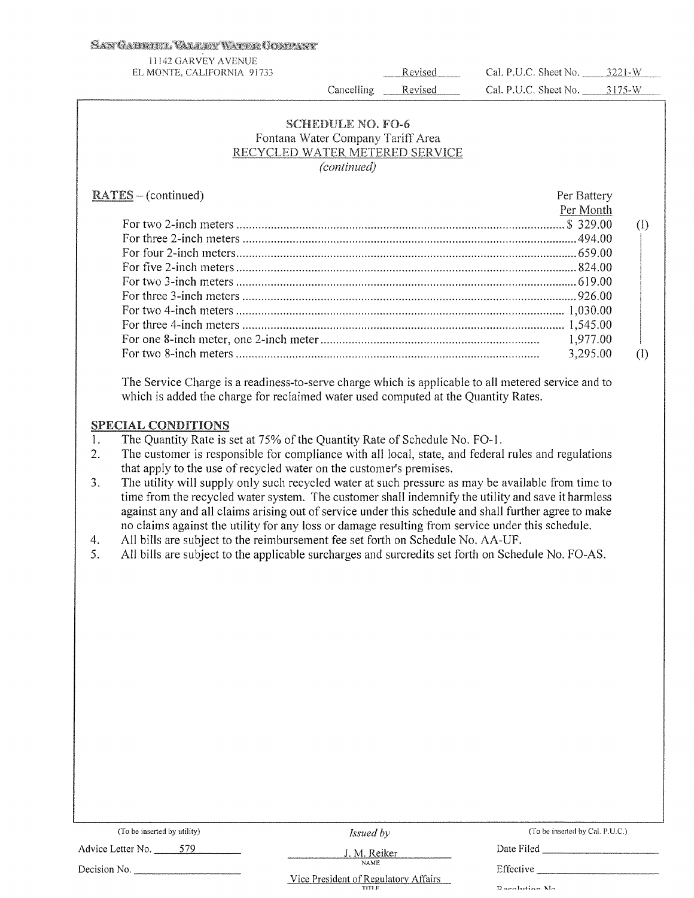SAN GABRIEL VALLEY WATER COMPANY

11142 GARVEY AVENUE
EL MONTE, CALIFORNIA 91733

Revised Cal. P.U.C. Sheet No. 3221-W

Cancelling Revised Cal. P.U.C. Sheet No. 3175-W

## SCHEDULE NO. FO-6

Fontana Water Company Tariff Area

RECYCLED WATER METERED SERVICE

*(continued)*

RATES – (continued)

| | Per Battery Per Month | |
|---|---|---|
| For two 2-inch meters | $ 329.00 | (I) |
| For three 2-inch meters | 494.00 | |
| For four 2-inch meters | 659.00 | |
| For five 2-inch meters | 824.00 | |
| For two 3-inch meters | 619.00 | |
| For three 3-inch meters | 926.00 | |
| For two 4-inch meters | 1,030.00 | |
| For three 4-inch meters | 1,545.00 | |
| For one 8-inch meter, one 2-inch meter | 1,977.00 | |
| For two 8-inch meters | 3,295.00 | (I) |

The Service Charge is a readiness-to-serve charge which is applicable to all metered service and to which is added the charge for reclaimed water used computed at the Quantity Rates.

**SPECIAL CONDITIONS**

1. The Quantity Rate is set at 75% of the Quantity Rate of Schedule No. FO-1.
2. The customer is responsible for compliance with all local, state, and federal rules and regulations that apply to the use of recycled water on the customer's premises.
3. The utility will supply only such recycled water at such pressure as may be available from time to time from the recycled water system. The customer shall indemnify the utility and save it harmless against any and all claims arising out of service under this schedule and shall further agree to make no claims against the utility for any loss or damage resulting from service under this schedule.
4. All bills are subject to the reimbursement fee set forth on Schedule No. AA-UF.
5. All bills are subject to the applicable surcharges and surcredits set forth on Schedule No. FO-AS.

(To be inserted by utility)

Advice Letter No. 579

Decision No. \_\_\_\_\_

*Issued by*

J. M. Reiker

NAME

Vice President of Regulatory Affairs

TITLE

(To be inserted by Cal. P.U.C.)

Date Filed \_\_\_\_\_

Effective \_\_\_\_\_

Resolution No. \_\_\_\_\_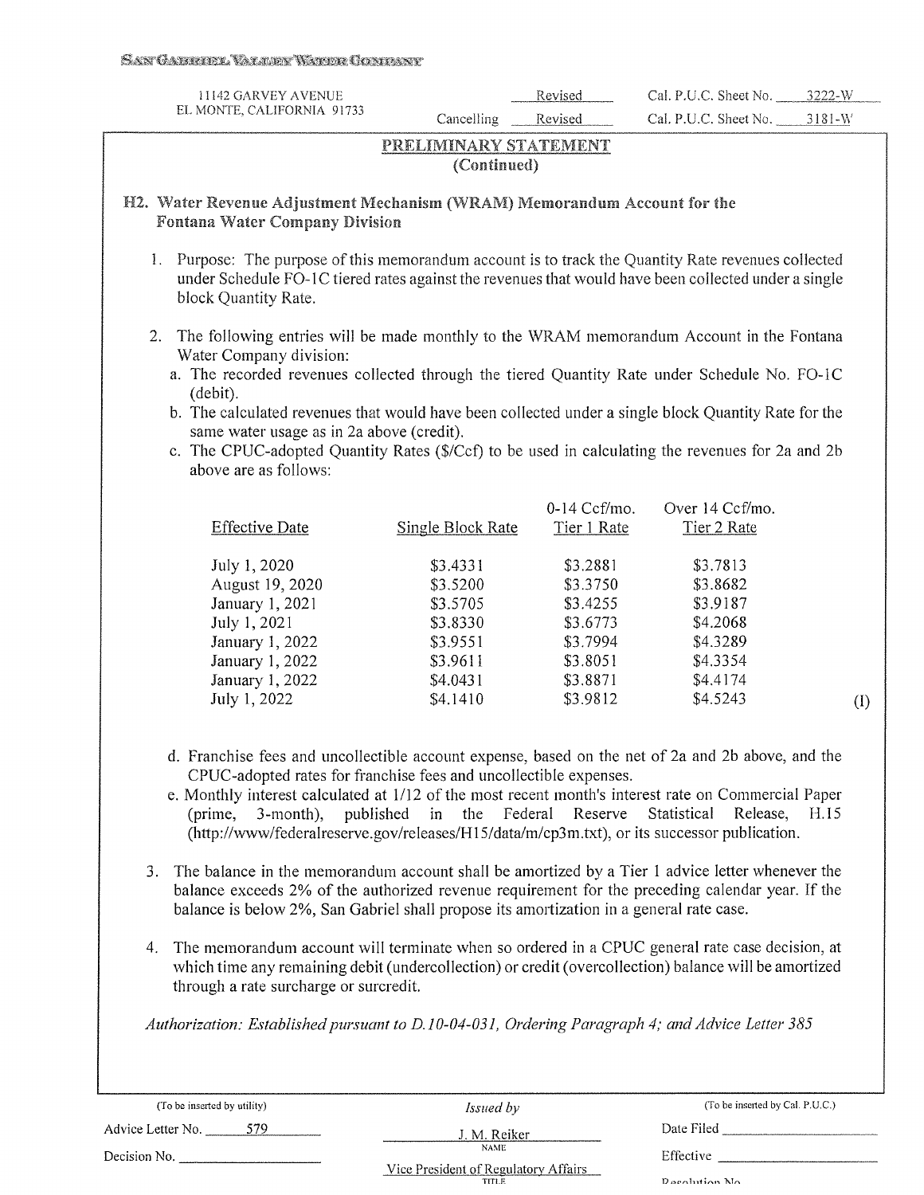SAN GABRIEL VALLEY WATER COMPANY

11142 GARVEY AVENUE
EL MONTE, CALIFORNIA 91733

| | | |
|---|---|---|
| | Revised | Cal. P.U.C. Sheet No. 3222-W |
| Cancelling | Revised | Cal. P.U.C. Sheet No. 3181-W |

## PRELIMINARY STATEMENT
**(Continued)**

### H2. Water Revenue Adjustment Mechanism (WRAM) Memorandum Account for the Fontana Water Company Division

1. Purpose: The purpose of this memorandum account is to track the Quantity Rate revenues collected under Schedule FO-1C tiered rates against the revenues that would have been collected under a single block Quantity Rate.

2. The following entries will be made monthly to the WRAM memorandum Account in the Fontana Water Company division:
   a. The recorded revenues collected through the tiered Quantity Rate under Schedule No. FO-1C (debit).
   b. The calculated revenues that would have been collected under a single block Quantity Rate for the same water usage as in 2a above (credit).
   c. The CPUC-adopted Quantity Rates ($/Ccf) to be used in calculating the revenues for 2a and 2b above are as follows:

| Effective Date | Single Block Rate | 0-14 Ccf/mo. Tier 1 Rate | Over 14 Ccf/mo. Tier 2 Rate | |
|---|---|---|---|---|
| July 1, 2020 | $3.4331 | $3.2881 | $3.7813 | |
| August 19, 2020 | $3.5200 | $3.3750 | $3.8682 | |
| January 1, 2021 | $3.5705 | $3.4255 | $3.9187 | |
| July 1, 2021 | $3.8330 | $3.6773 | $4.2068 | |
| January 1, 2022 | $3.9551 | $3.7994 | $4.3289 | |
| January 1, 2022 | $3.9611 | $3.8051 | $4.3354 | |
| January 1, 2022 | $4.0431 | $3.8871 | $4.4174 | |
| July 1, 2022 | $4.1410 | $3.9812 | $4.5243 | (I) |

   d. Franchise fees and uncollectible account expense, based on the net of 2a and 2b above, and the CPUC-adopted rates for franchise fees and uncollectible expenses.
   e. Monthly interest calculated at 1/12 of the most recent month's interest rate on Commercial Paper (prime, 3-month), published in the Federal Reserve Statistical Release, H.15 (http://www/federalreserve.gov/releases/H15/data/m/cp3m.txt), or its successor publication.

3. The balance in the memorandum account shall be amortized by a Tier 1 advice letter whenever the balance exceeds 2% of the authorized revenue requirement for the preceding calendar year. If the balance is below 2%, San Gabriel shall propose its amortization in a general rate case.

4. The memorandum account will terminate when so ordered in a CPUC general rate case decision, at which time any remaining debit (undercollection) or credit (overcollection) balance will be amortized through a rate surcharge or surcredit.

*Authorization: Established pursuant to D.10-04-031, Ordering Paragraph 4; and Advice Letter 385*

| (To be inserted by utility) | Issued by | (To be inserted by Cal. P.U.C.) |
|---|---|---|
| Advice Letter No. 579 | J. M. Reiker (NAME) | Date Filed |
| Decision No. | Vice President of Regulatory Affairs (TITLE) | Effective |
| | | Resolution No. |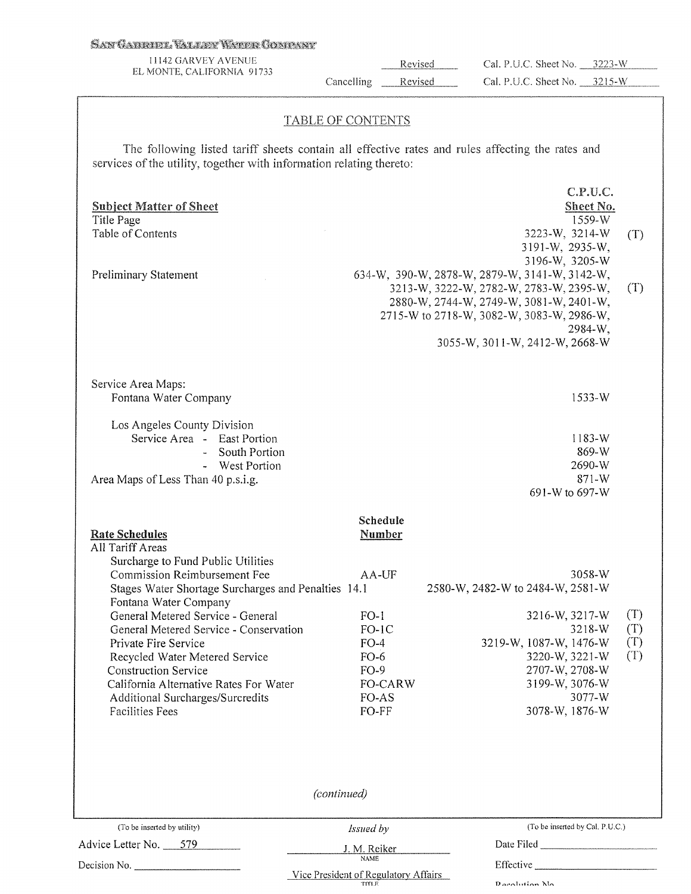SAN GABRIEL VALLEY WATER COMPANY

11142 GARVEY AVENUE
EL MONTE, CALIFORNIA 91733

Revised Cal. P.U.C. Sheet No. 3223-W
Cancelling Revised Cal. P.U.C. Sheet No. 3215-W

## TABLE OF CONTENTS

The following listed tariff sheets contain all effective rates and rules affecting the rates and services of the utility, together with information relating thereto:

| **Subject Matter of Sheet** | | **C.P.U.C. Sheet No.** | |
|---|---|---|---|
| Title Page | | 1559-W | |
| Table of Contents | | 3223-W, 3214-W 3191-W, 2935-W, 3196-W, 3205-W | (T) |
| Preliminary Statement | | 634-W, 390-W, 2878-W, 2879-W, 3141-W, 3142-W, 3213-W, 3222-W, 2782-W, 2783-W, 2395-W, 2880-W, 2744-W, 2749-W, 3081-W, 2401-W, 2715-W to 2718-W, 3082-W, 3083-W, 2986-W, 2984-W, 3055-W, 3011-W, 2412-W, 2668-W | (T) |
| Service Area Maps: | | | |
| Fontana Water Company | | 1533-W | |
| Los Angeles County Division | | | |
| Service Area - East Portion | | 1183-W | |
| - South Portion | | 869-W | |
| - West Portion | | 2690-W | |
| Area Maps of Less Than 40 p.s.i.g. | | 871-W 691-W to 697-W | |
| **Rate Schedules** | **Schedule Number** | | |
| All Tariff Areas | | | |
| Surcharge to Fund Public Utilities Commission Reimbursement Fee | AA-UF | 3058-W | |
| Stages Water Shortage Surcharges and Penalties | 14.1 | 2580-W, 2482-W to 2484-W, 2581-W | |
| Fontana Water Company | | | |
| General Metered Service - General | FO-1 | 3216-W, 3217-W | (T) |
| General Metered Service - Conservation | FO-1C | 3218-W | (T) |
| Private Fire Service | FO-4 | 3219-W, 1087-W, 1476-W | (T) |
| Recycled Water Metered Service | FO-6 | 3220-W, 3221-W | (T) |
| Construction Service | FO-9 | 2707-W, 2708-W | |
| California Alternative Rates For Water | FO-CARW | 3199-W, 3076-W | |
| Additional Surcharges/Surcredits | FO-AS | 3077-W | |
| Facilities Fees | FO-FF | 3078-W, 1876-W | |

*(continued)*

(To be inserted by utility)
Advice Letter No. 579
Decision No.

*Issued by*
J. M. Reiker
NAME
Vice President of Regulatory Affairs
TITLE

(To be inserted by Cal. P.U.C.)
Date Filed
Effective
Resolution No.